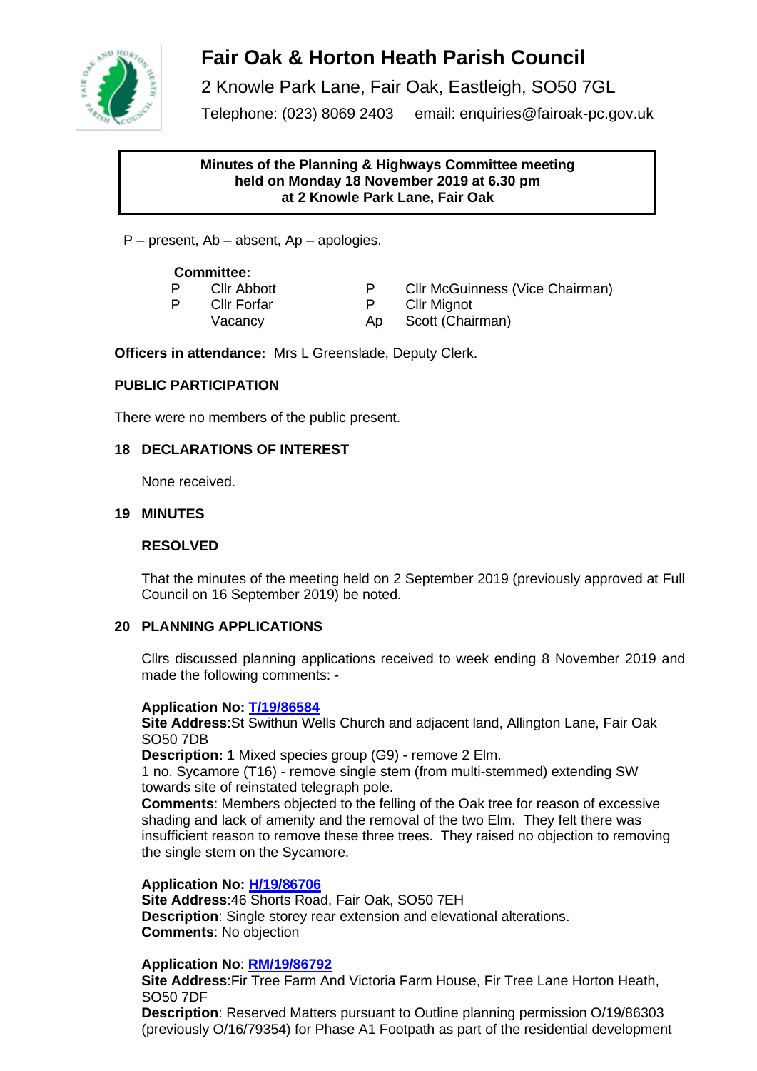# Fair Oak & Horton Heath Parish Council

2 Knowle Park Lane, Fair Oak, Eastleigh, SO50 7GL

Telephone: (023) 8069 2403 email: enquiries@fairoak-pc.gov.uk

**Minutes of the Planning & Highways Committee meeting held on Monday 18 November 2019 at 6.30 pm at 2 Knowle Park Lane, Fair Oak**

P – present, Ab – absent, Ap – apologies.

**Committee:**

| | | | |
|---|---|---|---|
| P | Cllr Abbott | P | Cllr McGuinness (Vice Chairman) |
| P | Cllr Forfar | P | Cllr Mignot |
| | Vacancy | Ap | Scott (Chairman) |

**Officers in attendance:** Mrs L Greenslade, Deputy Clerk.

## PUBLIC PARTICIPATION

There were no members of the public present.

## 18 DECLARATIONS OF INTEREST

None received.

## 19 MINUTES

**RESOLVED**

That the minutes of the meeting held on 2 September 2019 (previously approved at Full Council on 16 September 2019) be noted.

## 20 PLANNING APPLICATIONS

Cllrs discussed planning applications received to week ending 8 November 2019 and made the following comments: -

**Application No: T/19/86584**
**Site Address**:St Swithun Wells Church and adjacent land, Allington Lane, Fair Oak SO50 7DB
**Description:** 1 Mixed species group (G9) - remove 2 Elm.
1 no. Sycamore (T16) - remove single stem (from multi-stemmed) extending SW towards site of reinstated telegraph pole.
**Comments**: Members objected to the felling of the Oak tree for reason of excessive shading and lack of amenity and the removal of the two Elm. They felt there was insufficient reason to remove these three trees. They raised no objection to removing the single stem on the Sycamore.

**Application No: H/19/86706**
**Site Address**:46 Shorts Road, Fair Oak, SO50 7EH
**Description**: Single storey rear extension and elevational alterations.
**Comments**: No objection

**Application No**: **RM/19/86792**
**Site Address**:Fir Tree Farm And Victoria Farm House, Fir Tree Lane Horton Heath, SO50 7DF
**Description**: Reserved Matters pursuant to Outline planning permission O/19/86303 (previously O/16/79354) for Phase A1 Footpath as part of the residential development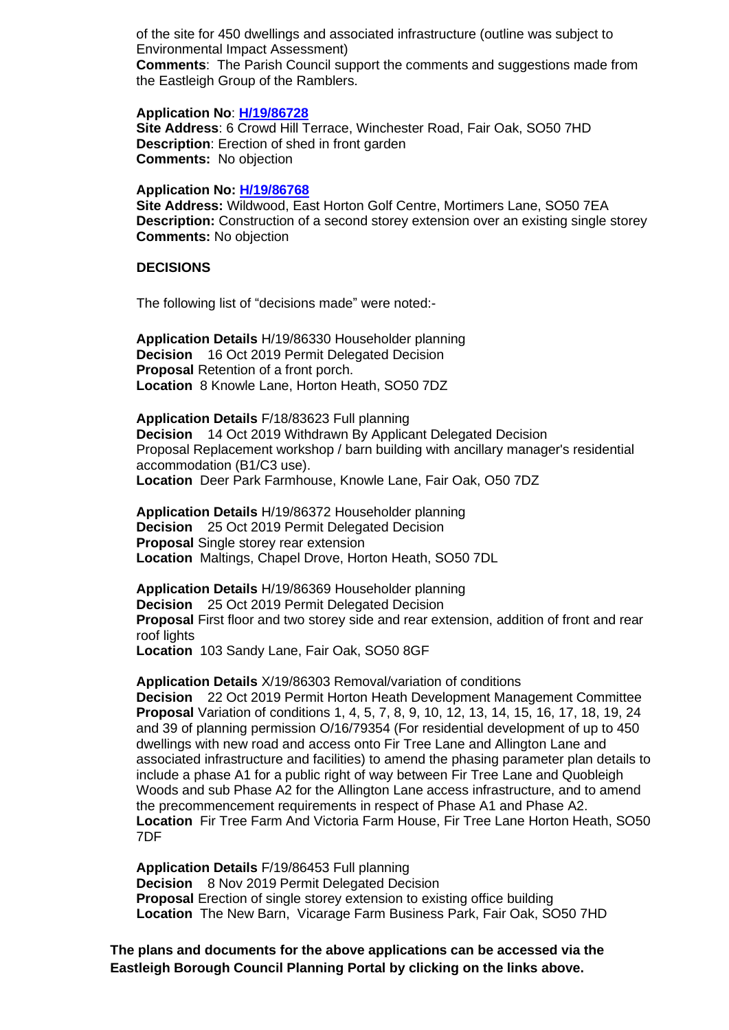of the site for 450 dwellings and associated infrastructure (outline was subject to Environmental Impact Assessment)
**Comments**: The Parish Council support the comments and suggestions made from the Eastleigh Group of the Ramblers.

**Application No**: **H/19/86728**
**Site Address**: 6 Crowd Hill Terrace, Winchester Road, Fair Oak, SO50 7HD
**Description**: Erection of shed in front garden
**Comments:** No objection

**Application No: H/19/86768**
**Site Address:** Wildwood, East Horton Golf Centre, Mortimers Lane, SO50 7EA
**Description:** Construction of a second storey extension over an existing single storey
**Comments:** No objection

**DECISIONS**

The following list of "decisions made" were noted:-

**Application Details** H/19/86330 Householder planning
**Decision** 16 Oct 2019 Permit Delegated Decision
**Proposal** Retention of a front porch.
**Location** 8 Knowle Lane, Horton Heath, SO50 7DZ

**Application Details** F/18/83623 Full planning
**Decision** 14 Oct 2019 Withdrawn By Applicant Delegated Decision
Proposal Replacement workshop / barn building with ancillary manager's residential accommodation (B1/C3 use).
**Location** Deer Park Farmhouse, Knowle Lane, Fair Oak, O50 7DZ

**Application Details** H/19/86372 Householder planning
**Decision** 25 Oct 2019 Permit Delegated Decision
**Proposal** Single storey rear extension
**Location** Maltings, Chapel Drove, Horton Heath, SO50 7DL

**Application Details** H/19/86369 Householder planning
**Decision** 25 Oct 2019 Permit Delegated Decision
**Proposal** First floor and two storey side and rear extension, addition of front and rear roof lights
**Location** 103 Sandy Lane, Fair Oak, SO50 8GF

**Application Details** X/19/86303 Removal/variation of conditions
**Decision** 22 Oct 2019 Permit Horton Heath Development Management Committee
**Proposal** Variation of conditions 1, 4, 5, 7, 8, 9, 10, 12, 13, 14, 15, 16, 17, 18, 19, 24 and 39 of planning permission O/16/79354 (For residential development of up to 450 dwellings with new road and access onto Fir Tree Lane and Allington Lane and associated infrastructure and facilities) to amend the phasing parameter plan details to include a phase A1 for a public right of way between Fir Tree Lane and Quobleigh Woods and sub Phase A2 for the Allington Lane access infrastructure, and to amend the precommencement requirements in respect of Phase A1 and Phase A2.
**Location** Fir Tree Farm And Victoria Farm House, Fir Tree Lane Horton Heath, SO50 7DF

**Application Details** F/19/86453 Full planning
**Decision** 8 Nov 2019 Permit Delegated Decision
**Proposal** Erection of single storey extension to existing office building
**Location** The New Barn, Vicarage Farm Business Park, Fair Oak, SO50 7HD

**The plans and documents for the above applications can be accessed via the Eastleigh Borough Council Planning Portal by clicking on the links above.**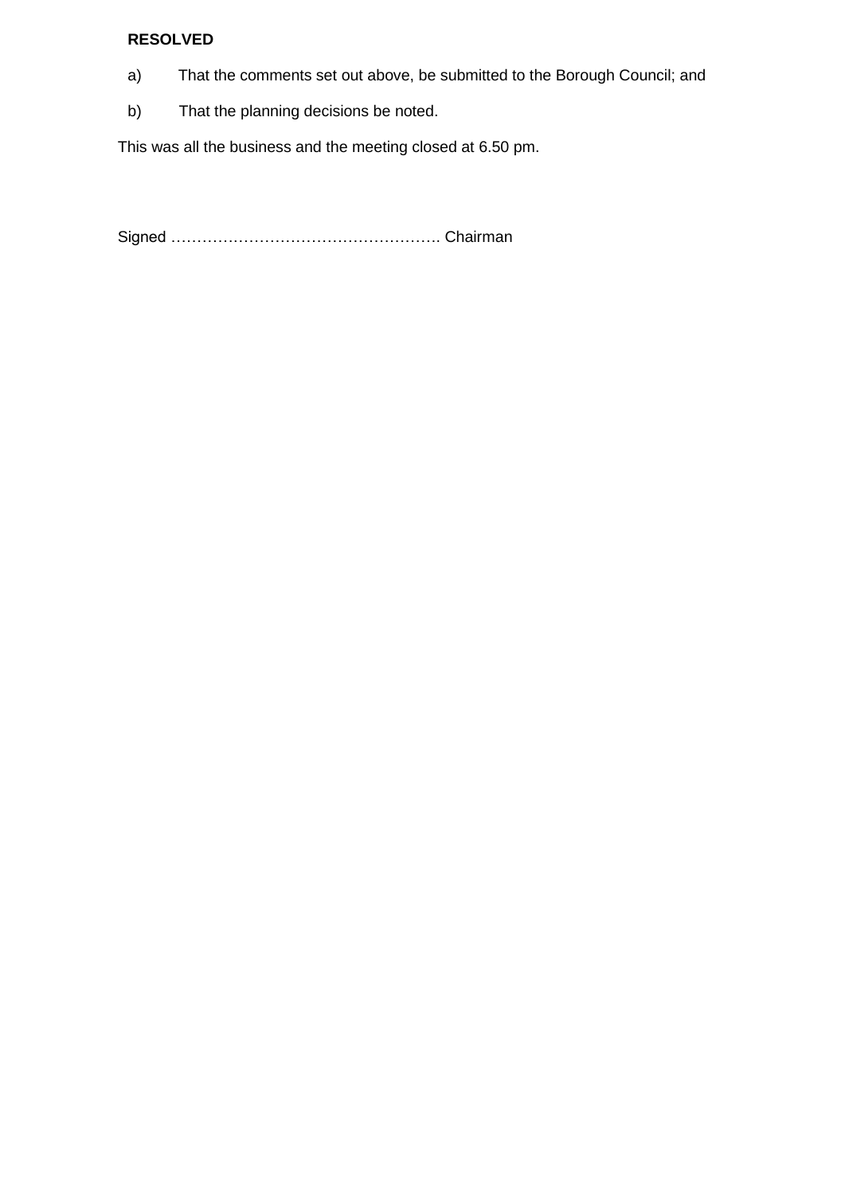**RESOLVED**

a) That the comments set out above, be submitted to the Borough Council; and

b) That the planning decisions be noted.

This was all the business and the meeting closed at 6.50 pm.

Signed ……………………………………………. Chairman